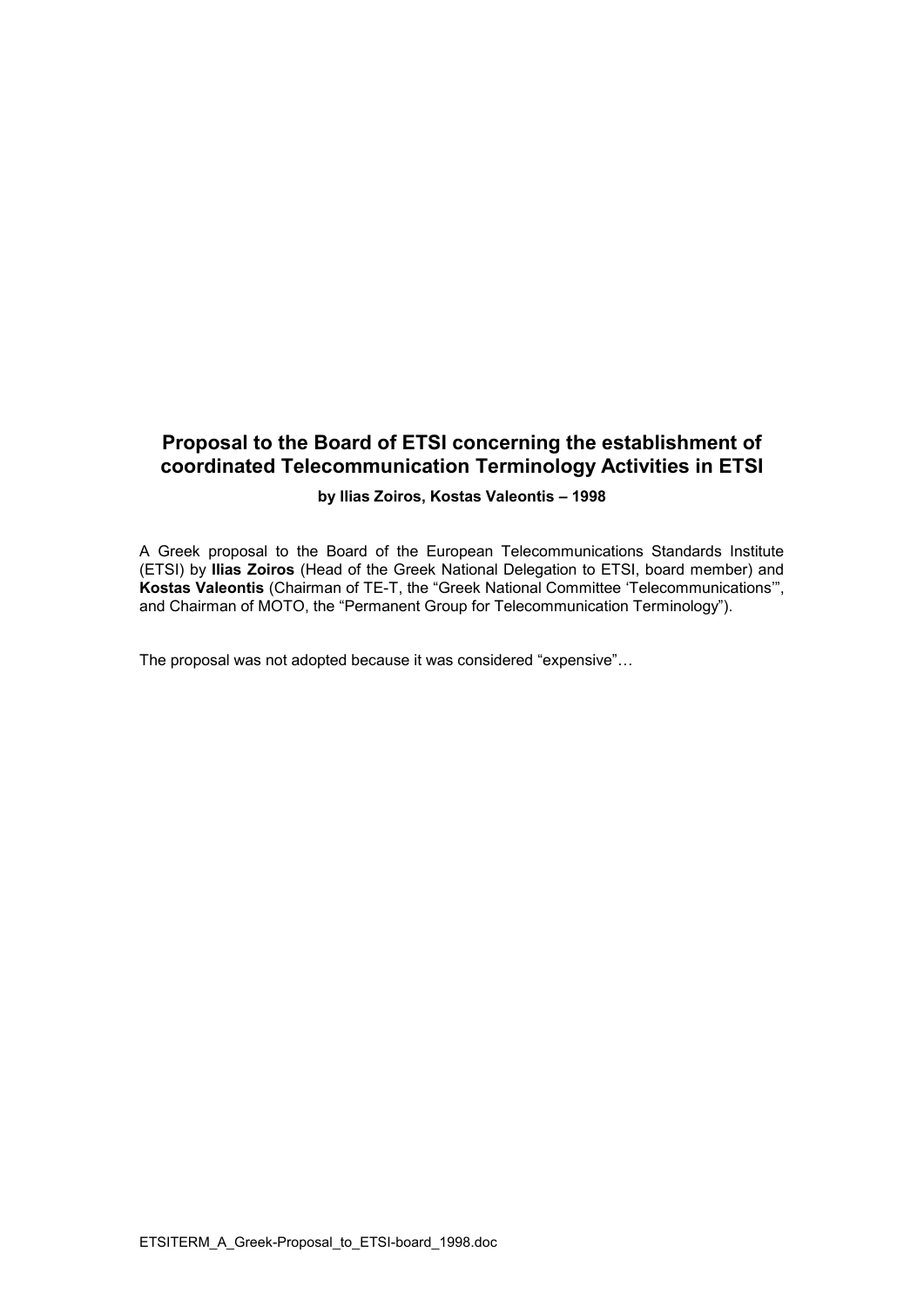# Proposal to the Board of ETSI concerning the establishment of coordinated Telecommunication Terminology Activities in ETSI

**by Ilias Zoiros, Kostas Valeontis – 1998**

A Greek proposal to the Board of the European Telecommunications Standards Institute (ETSI) by **Ilias Zoiros** (Head of the Greek National Delegation to ETSI, board member) and **Kostas Valeontis** (Chairman of TE-T, the "Greek National Committee 'Telecommunications'", and Chairman of MOTO, the "Permanent Group for Telecommunication Terminology").

The proposal was not adopted because it was considered "expensive"…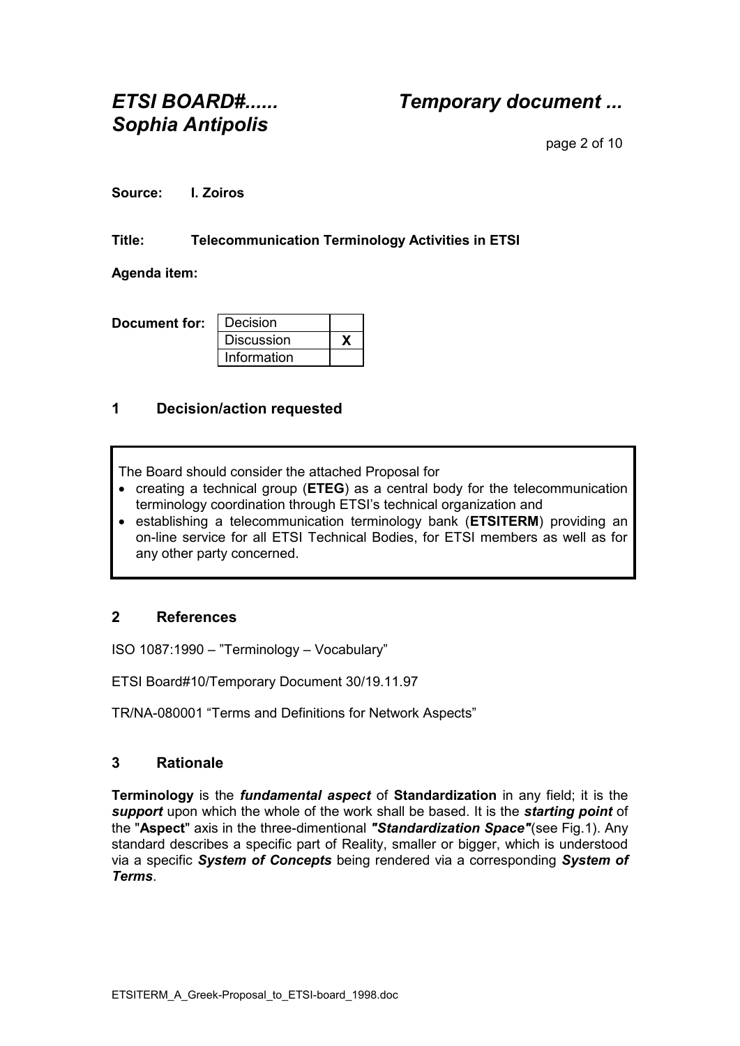# ETSI BOARD#......  Temporary document ...
# Sophia Antipolis

**Source:** **I. Zoiros**

**Title:** **Telecommunication Terminology Activities in ETSI**

**Agenda item:**

**Document for:**

| Decision | |
|---|---|
| Discussion | X |
| Information | |

## 1 Decision/action requested

The Board should consider the attached Proposal for

- creating a technical group (**ETEG**) as a central body for the telecommunication terminology coordination through ETSI's technical organization and
- establishing a telecommunication terminology bank (**ETSITERM**) providing an on-line service for all ETSI Technical Bodies, for ETSI members as well as for any other party concerned.

## 2 References

ISO 1087:1990 – "Terminology – Vocabulary"

ETSI Board#10/Temporary Document 30/19.11.97

TR/NA-080001 "Terms and Definitions for Network Aspects"

## 3 Rationale

**Terminology** is the ***fundamental aspect*** of **Standardization** in any field; it is the ***support*** upon which the whole of the work shall be based. It is the ***starting point*** of the "**Aspect**" axis in the three-dimentional ***"Standardization Space"***(see Fig.1). Any standard describes a specific part of Reality, smaller or bigger, which is understood via a specific ***System of Concepts*** being rendered via a corresponding ***System of Terms***.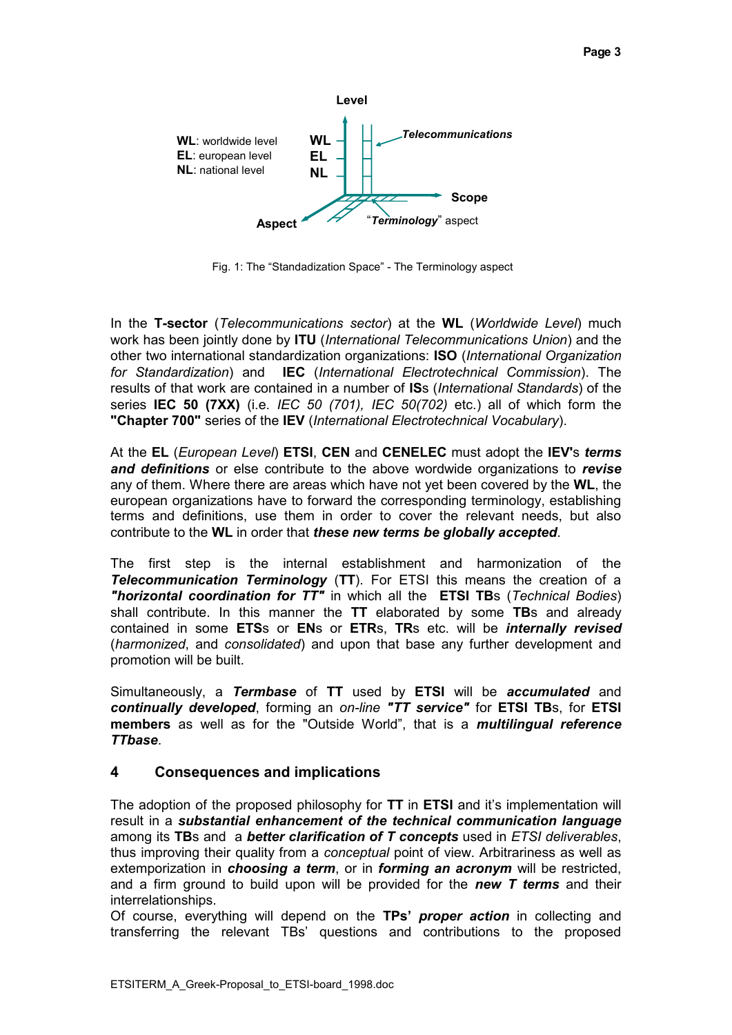Level

**WL**: worldwide level
**EL**: european level
**NL**: national level

**WL**
**EL**
**NL**

***Telecommunications***

**Scope**

**Aspect**

"***Terminology***" aspect

Fig. 1: The "Standadization Space" - The Terminology aspect

In the **T-sector** (*Telecommunications sector*) at the **WL** (*Worldwide Level*) much work has been jointly done by **ITU** (*International Telecommunications Union*) and the other two international standardization organizations: **ISO** (*International Organization for Standardization*) and **IEC** (*International Electrotechnical Commission*). The results of that work are contained in a number of **IS**s (*International Standards*) of the series **IEC 50 (7XX)** (i.e. *IEC 50 (701), IEC 50(702)* etc.) all of which form the **"Chapter 700"** series of the **IEV** (*International Electrotechnical Vocabulary*).

At the **EL** (*European Level*) **ETSI**, **CEN** and **CENELEC** must adopt the **IEV's** ***terms and definitions*** or else contribute to the above wordwide organizations to ***revise*** any of them. Where there are areas which have not yet been covered by the **WL**, the european organizations have to forward the corresponding terminology, establishing terms and definitions, use them in order to cover the relevant needs, but also contribute to the **WL** in order that ***these new terms be globally accepted***.

The first step is the internal establishment and harmonization of the ***Telecommunication Terminology*** (**TT**). For ETSI this means the creation of a ***"horizontal coordination for TT"*** in which all the **ETSI TB**s (*Technical Bodies*) shall contribute. In this manner the **TT** elaborated by some **TB**s and already contained in some **ETS**s or **EN**s or **ETR**s, **TR**s etc. will be ***internally revised*** (*harmonized*, and *consolidated*) and upon that base any further development and promotion will be built.

Simultaneously, a ***Termbase*** of **TT** used by **ETSI** will be ***accumulated*** and ***continually developed***, forming an *on-line* ***"TT service"*** for **ETSI TB**s, for **ETSI members** as well as for the "Outside World", that is a ***multilingual reference TTbase***.

## 4 Consequences and implications

The adoption of the proposed philosophy for **TT** in **ETSI** and it's implementation will result in a ***substantial enhancement of the technical communication language*** among its **TB**s and a ***better clarification of T concepts*** used in *ETSI deliverables*, thus improving their quality from a *conceptual* point of view. Arbitrariness as well as extemporization in ***choosing a term***, or in ***forming an acronym*** will be restricted, and a firm ground to build upon will be provided for the ***new T terms*** and their interrelationships.
Of course, everything will depend on the **TPs'** ***proper action*** in collecting and transferring the relevant TBs' questions and contributions to the proposed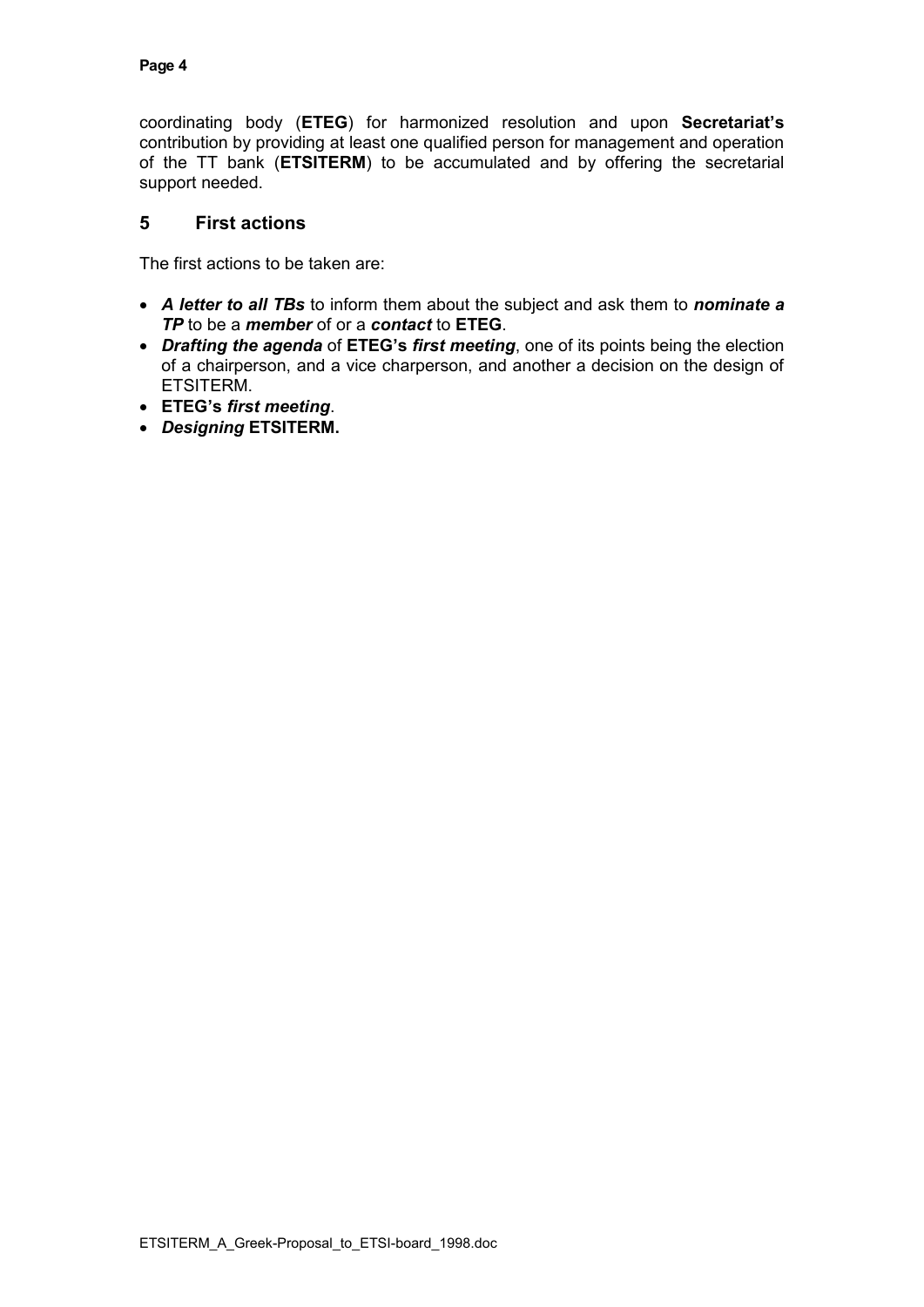coordinating body (**ETEG**) for harmonized resolution and upon **Secretariat's** contribution by providing at least one qualified person for management and operation of the TT bank (**ETSITERM**) to be accumulated and by offering the secretarial support needed.

## 5 First actions

The first actions to be taken are:

- ***A letter to all TBs*** to inform them about the subject and ask them to ***nominate a TP*** to be a ***member*** of or a ***contact*** to **ETEG**.
- ***Drafting the agenda*** of **ETEG's** ***first meeting***, one of its points being the election of a chairperson, and a vice charperson, and another a decision on the design of ETSITERM.
- **ETEG's** ***first meeting***.
- ***Designing*** **ETSITERM.**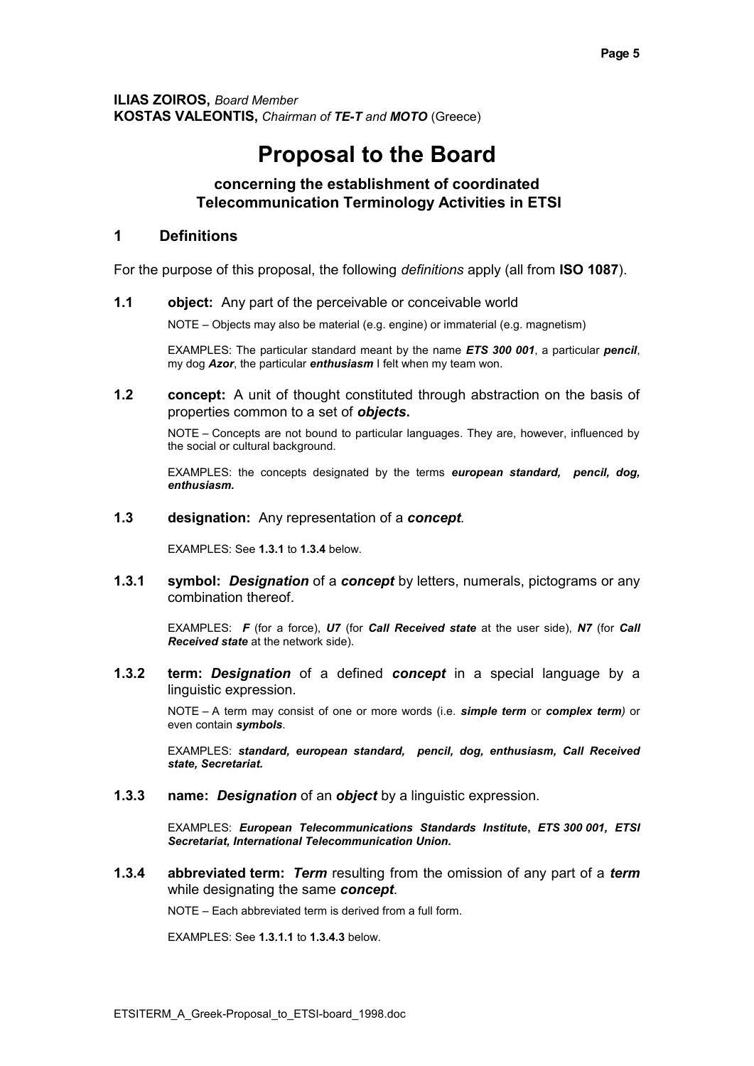**ILIAS ZOIROS,** *Board Member*
**KOSTAS VALEONTIS,** *Chairman of **TE-T** and **MOTO*** (Greece)

# Proposal to the Board

### concerning the establishment of coordinated Telecommunication Terminology Activities in ETSI

## 1 Definitions

For the purpose of this proposal, the following *definitions* apply (all from **ISO 1087**).

**1.1 object:** Any part of the perceivable or conceivable world

NOTE – Objects may also be material (e.g. engine) or immaterial (e.g. magnetism)

EXAMPLES: The particular standard meant by the name ***ETS 300 001***, a particular ***pencil***, my dog ***Azor***, the particular ***enthusiasm*** I felt when my team won.

**1.2 concept:** A unit of thought constituted through abstraction on the basis of properties common to a set of ***objects*.**

NOTE – Concepts are not bound to particular languages. They are, however, influenced by the social or cultural background.

EXAMPLES: the concepts designated by the terms ***european standard, pencil, dog, enthusiasm.***

**1.3 designation:** Any representation of a ***concept***.

EXAMPLES: See **1.3.1** to **1.3.4** below.

**1.3.1 symbol:** ***Designation*** of a ***concept*** by letters, numerals, pictograms or any combination thereof.

EXAMPLES: ***F*** (for a force), ***U7*** (for ***Call Received state*** at the user side), ***N7*** (for ***Call Received state*** at the network side).

**1.3.2 term:** ***Designation*** of a defined ***concept*** in a special language by a linguistic expression.

NOTE – A term may consist of one or more words (i.e. ***simple term*** or ***complex term***) or even contain ***symbols***.

EXAMPLES: ***standard, european standard, pencil, dog, enthusiasm, Call Received state, Secretariat.***

**1.3.3 name:** ***Designation*** of an ***object*** by a linguistic expression.

EXAMPLES: ***European Telecommunications Standards Institute*, *ETS 300 001, ETSI Secretariat, International Telecommunication Union.***

**1.3.4 abbreviated term:** ***Term*** resulting from the omission of any part of a ***term*** while designating the same ***concept***.

NOTE – Each abbreviated term is derived from a full form.

EXAMPLES: See **1.3.1.1** to **1.3.4.3** below.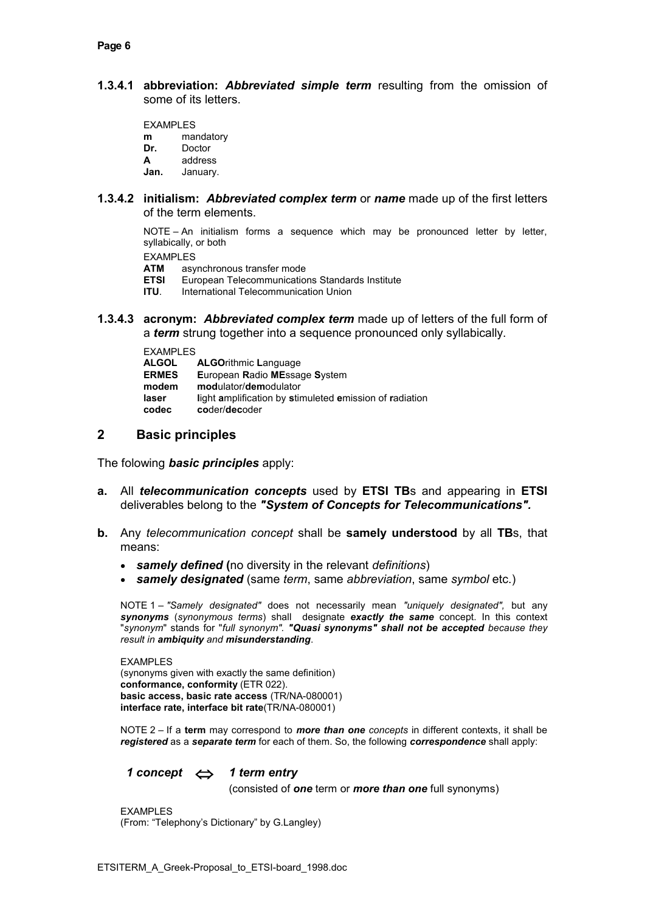**1.3.4.1 abbreviation:** ***Abbreviated simple term*** resulting from the omission of some of its letters.

EXAMPLES
**m** mandatory
**Dr.** Doctor
**A** address
**Jan.** January.

**1.3.4.2 initialism:** ***Abbreviated complex term*** or ***name*** made up of the first letters of the term elements.

NOTE – An initialism forms a sequence which may be pronounced letter by letter, syllabically, or both

EXAMPLES
**ATM** asynchronous transfer mode
**ETSI** European Telecommunications Standards Institute
**ITU**. International Telecommunication Union

**1.3.4.3 acronym:** ***Abbreviated complex term*** made up of letters of the full form of a ***term*** strung together into a sequence pronounced only syllabically.

EXAMPLES
**ALGOL** **ALGO**rithmic **L**anguage
**ERMES** **E**uropean **R**adio **ME**ssage **S**ystem
**modem** **mod**ulator/**dem**odulator
**laser** **l**ight **a**mplification by **s**timuleted **e**mission of **r**adiation
**codec** **co**der/**dec**oder

## 2 Basic principles

The folowing ***basic principles*** apply:

**a.** All ***telecommunication concepts*** used by **ETSI TB**s and appearing in **ETSI** deliverables belong to the ***"System of Concepts for Telecommunications".***

**b.** Any *telecommunication concept* shall be **samely understood** by all **TB**s, that means:

- ***samely defined*** **(**no diversity in the relevant *definitions*)
- ***samely designated*** (same *term*, same *abbreviation*, same *symbol* etc.)

NOTE 1 – *"Samely designated"* does not necessarily mean *"uniquely designated",* but any ***synonyms*** (*synonymous terms*) shall designate ***exactly the same*** concept. In this context "*synonym*" stands for "*full synonym"*. ***"Quasi synonyms" shall not be accepted*** *because they result in* ***ambiquity*** *and* ***misunderstanding****.*

EXAMPLES
(synonyms given with exactly the same definition)
**conformance, conformity** (ETR 022).
**basic access, basic rate access** (TR/NA-080001)
**interface rate, interface bit rate**(TR/NA-080001)

NOTE 2 – If a **term** may correspond to ***more than one*** *concepts* in different contexts, it shall be ***registered*** as a ***separate term*** for each of them. So, the following ***correspondence*** shall apply:

***1 concept*** $\Leftrightarrow$ ***1 term entry***
(consisted of ***one*** term or ***more than one*** full synonyms)

EXAMPLES
(From: "Telephony's Dictionary" by G.Langley)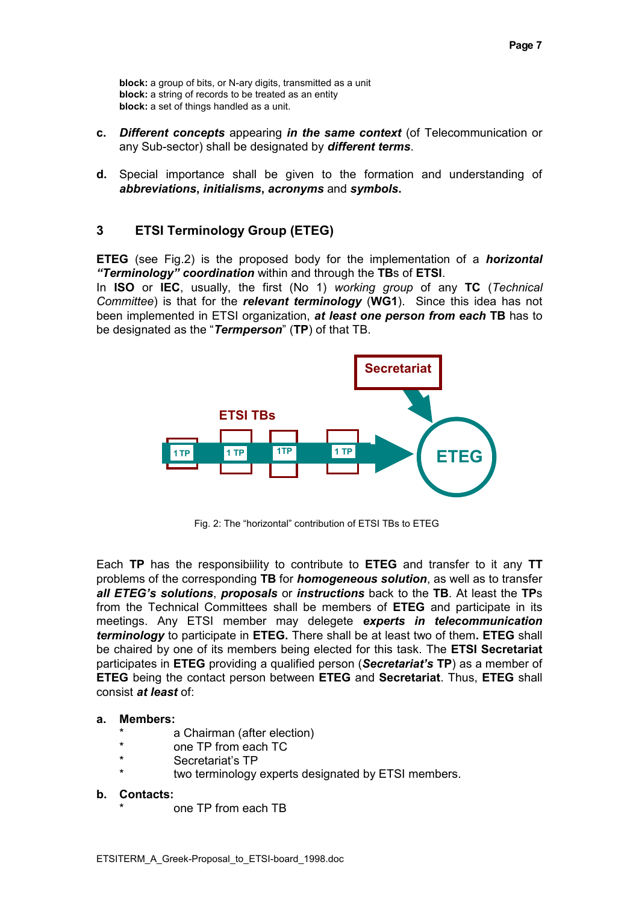**block:** a group of bits, or N-ary digits, transmitted as a unit
**block:** a string of records to be treated as an entity
**block:** a set of things handled as a unit.

**c.** ***Different concepts*** appearing ***in the same context*** (of Telecommunication or any Sub-sector) shall be designated by ***different terms***.

**d.** Special importance shall be given to the formation and understanding of ***abbreviations***, ***initialisms***, ***acronyms*** and ***symbols***.

## 3 ETSI Terminology Group (ETEG)

**ETEG** (see Fig.2) is the proposed body for the implementation of a ***horizontal "Terminology" coordination*** within and through the **TB**s of **ETSI**.
In **ISO** or **IEC**, usually, the first (No 1) *working group* of any **TC** (*Technical Committee*) is that for the ***relevant terminology*** (**WG1**). Since this idea has not been implemented in ETSI organization, ***at least one person from each*** **TB** has to be designated as the "***Termperson***" (**TP**) of that TB.

Fig. 2: The "horizontal" contribution of ETSI TBs to ETEG

Each **TP** has the responsibiility to contribute to **ETEG** and transfer to it any **TT** problems of the corresponding **TB** for ***homogeneous solution***, as well as to transfer ***all ETEG's solutions***, ***proposals*** or ***instructions*** back to the **TB**. At least the **TP**s from the Technical Committees shall be members of **ETEG** and participate in its meetings. Any ETSI member may delegete ***experts in telecommunication terminology*** to participate in **ETEG.** There shall be at least two of them**. ETEG** shall be chaired by one of its members being elected for this task. The **ETSI Secretariat** participates in **ETEG** providing a qualified person (***Secretariat's*** **TP**) as a member of **ETEG** being the contact person between **ETEG** and **Secretariat**. Thus, **ETEG** shall consist ***at least*** of:

**a. Members:**
- a Chairman (after election)
- one TP from each TC
- Secretariat's TP
- two terminology experts designated by ETSI members.

**b. Contacts:**
- one TP from each TB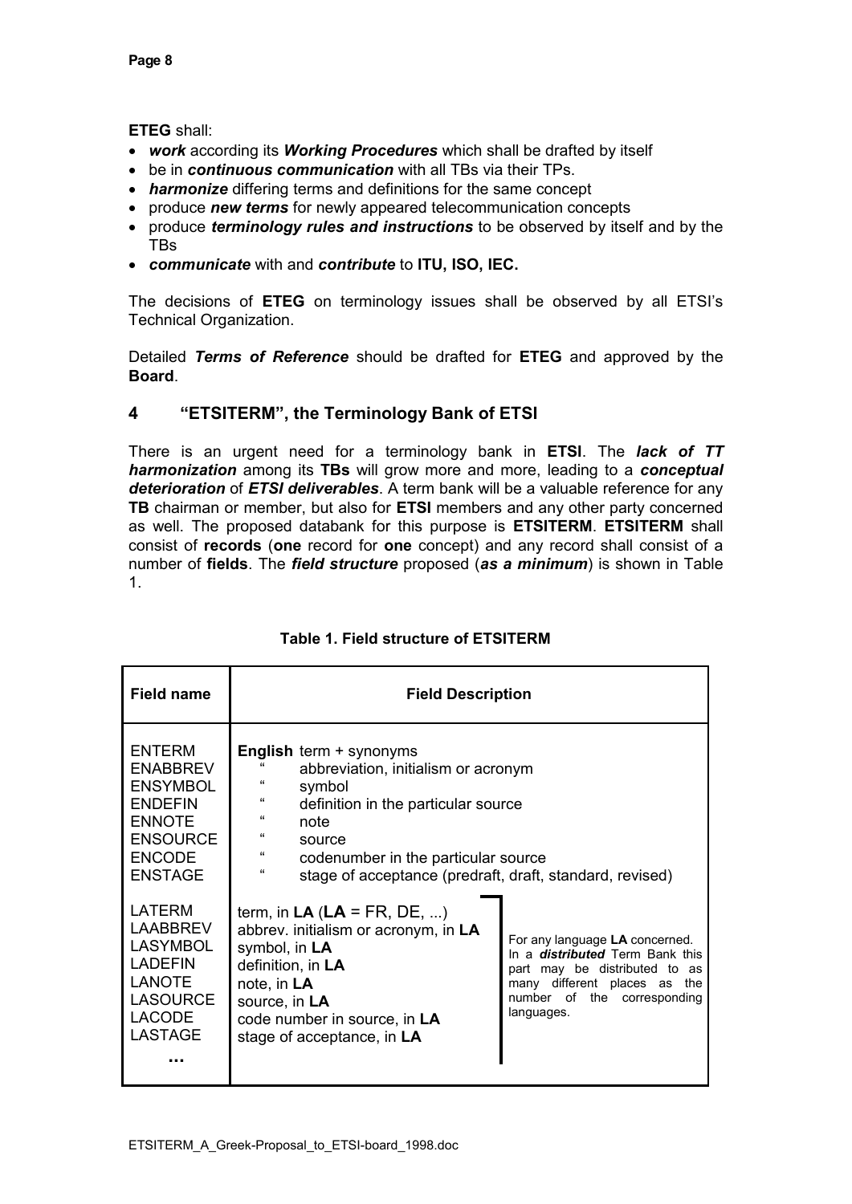**ETEG** shall:

- ***work*** according its ***Working Procedures*** which shall be drafted by itself
- be in ***continuous communication*** with all TBs via their TPs.
- ***harmonize*** differing terms and definitions for the same concept
- produce ***new terms*** for newly appeared telecommunication concepts
- produce ***terminology rules and instructions*** to be observed by itself and by the TBs
- ***communicate*** with and ***contribute*** to **ITU, ISO, IEC.**

The decisions of **ETEG** on terminology issues shall be observed by all ETSI's Technical Organization.

Detailed ***Terms of Reference*** should be drafted for **ETEG** and approved by the **Board**.

## 4 "ETSITERM", the Terminology Bank of ETSI

There is an urgent need for a terminology bank in **ETSI**. The ***lack of TT harmonization*** among its **TBs** will grow more and more, leading to a ***conceptual deterioration*** of ***ETSI deliverables***. A term bank will be a valuable reference for any **TB** chairman or member, but also for **ETSI** members and any other party concerned as well. The proposed databank for this purpose is **ETSITERM**. **ETSITERM** shall consist of **records** (**one** record for **one** concept) and any record shall consist of a number of **fields**. The ***field structure*** proposed (***as a minimum***) is shown in Table 1.

**Table 1. Field structure of ETSITERM**

| Field name | Field Description | |
|---|---|---|
| ENTERM | **English** term + synonyms | |
| ENABBREV | " abbreviation, initialism or acronym | |
| ENSYMBOL | " symbol | |
| ENDEFIN | " definition in the particular source | |
| ENNOTE | " note | |
| ENSOURCE | " source | |
| ENCODE | " codenumber in the particular source | |
| ENSTAGE | " stage of acceptance (predraft, draft, standard, revised) | |
| LATERM | term, in **LA** (**LA** = FR, DE, ...) | For any language **LA** concerned. In a ***distributed*** Term Bank this part may be distributed to as many different places as the number of the corresponding languages. |
| LAABBREV | abbrev. initialism or acronym, in **LA** | |
| LASYMBOL | symbol, in **LA** | |
| LADEFIN | definition, in **LA** | |
| LANOTE | note, in **LA** | |
| LASOURCE | source, in **LA** | |
| LACODE | code number in source, in **LA** | |
| LASTAGE | stage of acceptance, in **LA** | |
| ... | | |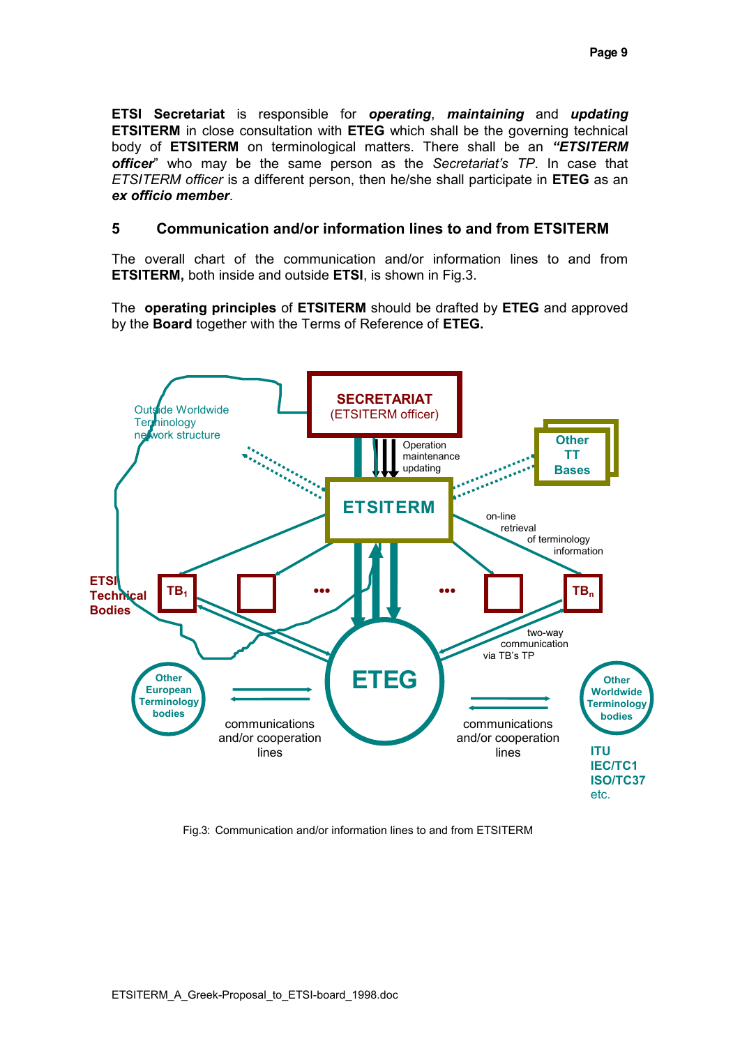**ETSI Secretariat** is responsible for ***operating***, ***maintaining*** and ***updating*** **ETSITERM** in close consultation with **ETEG** which shall be the governing technical body of **ETSITERM** on terminological matters. There shall be an ***"ETSITERM officer***" who may be the same person as the *Secretariat's TP*. In case that *ETSITERM officer* is a different person, then he/she shall participate in **ETEG** as an ***ex officio member***.

## 5 Communication and/or information lines to and from ETSITERM

The overall chart of the communication and/or information lines to and from **ETSITERM,** both inside and outside **ETSI**, is shown in Fig.3.

The **operating principles** of **ETSITERM** should be drafted by **ETEG** and approved by the **Board** together with the Terms of Reference of **ETEG.**

Fig.3: Communication and/or information lines to and from ETSITERM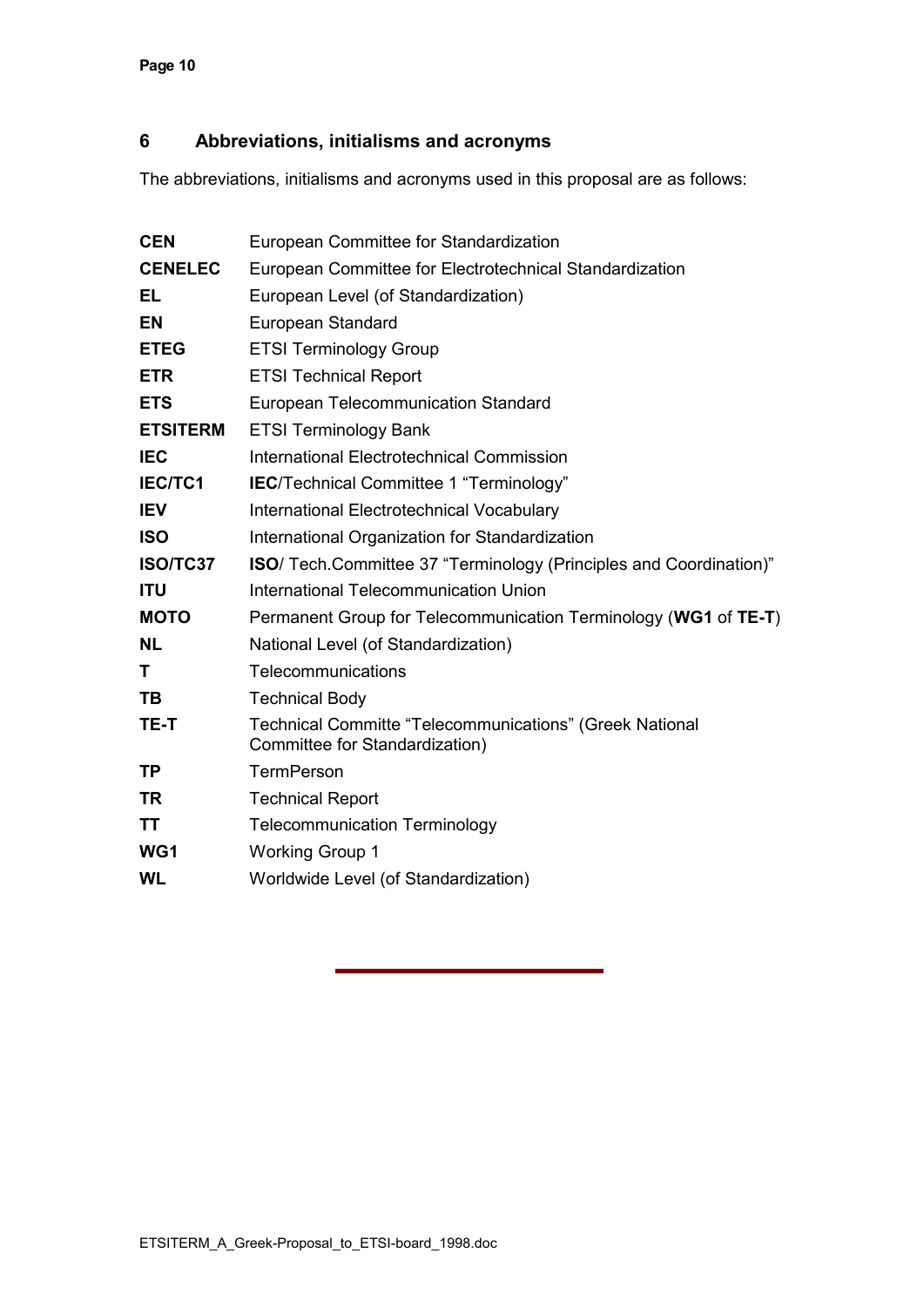## 6 Abbreviations, initialisms and acronyms

The abbreviations, initialisms and acronyms used in this proposal are as follows:

| | |
|---|---|
| **CEN** | European Committee for Standardization |
| **CENELEC** | European Committee for Electrotechnical Standardization |
| **EL** | European Level (of Standardization) |
| **EN** | European Standard |
| **ETEG** | ETSI Terminology Group |
| **ETR** | ETSI Technical Report |
| **ETS** | European Telecommunication Standard |
| **ETSITERM** | ETSI Terminology Bank |
| **IEC** | International Electrotechnical Commission |
| **IEC/TC1** | **IEC**/Technical Committee 1 "Terminology" |
| **IEV** | International Electrotechnical Vocabulary |
| **ISO** | International Organization for Standardization |
| **ISO/TC37** | **ISO**/ Tech.Committee 37 "Terminology (Principles and Coordination)" |
| **ITU** | International Telecommunication Union |
| **MOTO** | Permanent Group for Telecommunication Terminology (**WG1** of **TE-T**) |
| **NL** | National Level (of Standardization) |
| **T** | Telecommunications |
| **TB** | Technical Body |
| **TE-T** | Technical Committe "Telecommunications" (Greek National Committee for Standardization) |
| **TP** | TermPerson |
| **TR** | Technical Report |
| **TT** | Telecommunication Terminology |
| **WG1** | Working Group 1 |
| **WL** | Worldwide Level (of Standardization) |